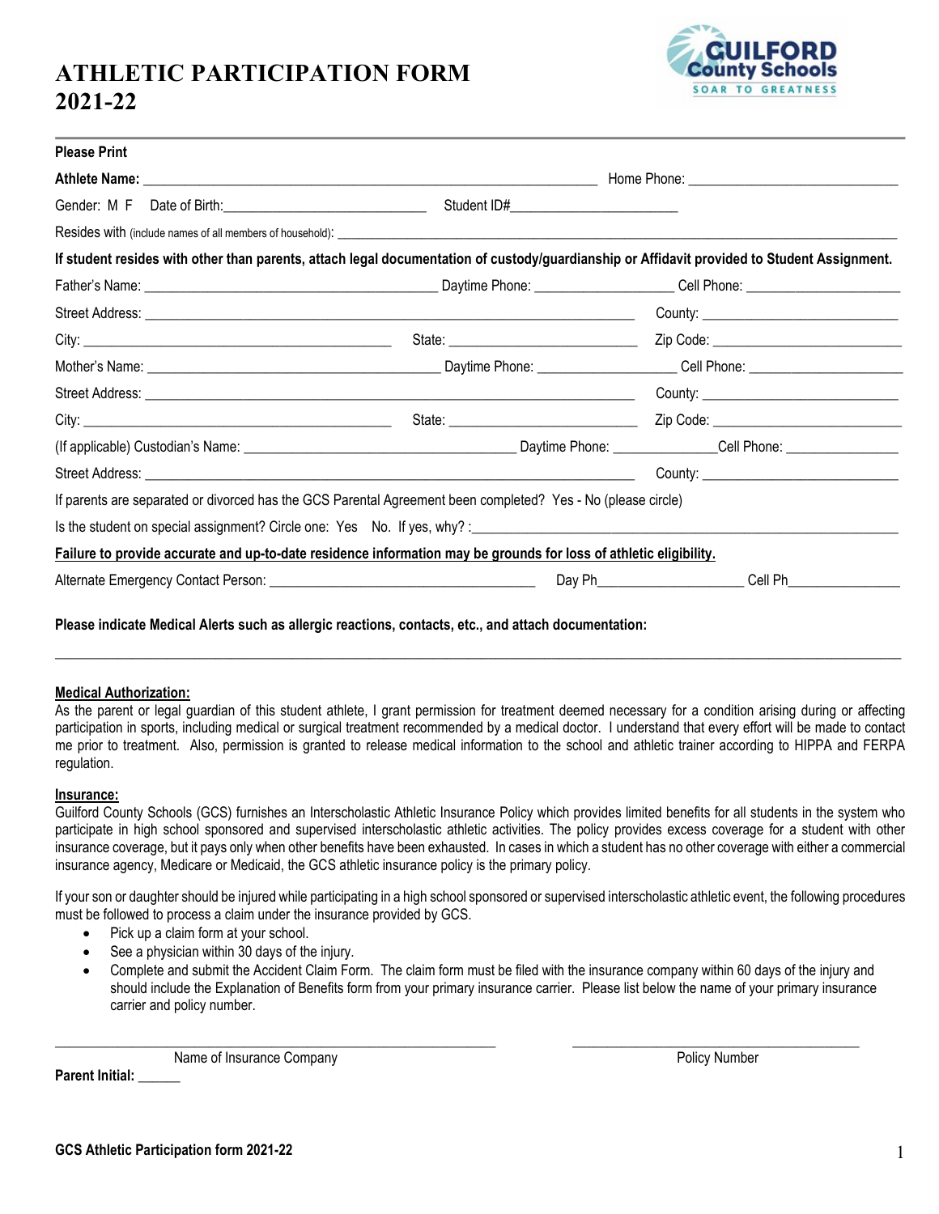# ATHLETIC PARTICIPATION FORM 2021-22

GUILFORD County Schools
SOAR TO GREATNESS

**Please Print**

**Athlete Name:** ______________________________ Home Phone: ______________________________

Gender: M F Date of Birth: ______________________________ Student ID# ______________________________

Resides with (include names of all members of household): ______________________________

**If student resides with other than parents, attach legal documentation of custody/guardianship or Affidavit provided to Student Assignment.**

Father's Name: ______________________________ Daytime Phone: ______________ Cell Phone: ______________

Street Address: ______________________________ County: ______________________________

City: ______________________________ State: ______________ Zip Code: ______________

Mother's Name: ______________________________ Daytime Phone: ______________ Cell Phone: ______________

Street Address: ______________________________ County: ______________________________

City: ______________________________ State: ______________ Zip Code: ______________

(If applicable) Custodian's Name: ______________________________ Daytime Phone: ______________ Cell Phone: ______________

Street Address: ______________________________ County: ______________________________

If parents are separated or divorced has the GCS Parental Agreement been completed? Yes - No (please circle)

Is the student on special assignment? Circle one: Yes No. If yes, why? : ______________________________

**Failure to provide accurate and up-to-date residence information may be grounds for loss of athletic eligibility.**

Alternate Emergency Contact Person: ______________________________ Day Ph ______________ Cell Ph ______________

**Please indicate Medical Alerts such as allergic reactions, contacts, etc., and attach documentation:**

______________________________________________________________________________________

**Medical Authorization:**

As the parent or legal guardian of this student athlete, I grant permission for treatment deemed necessary for a condition arising during or affecting participation in sports, including medical or surgical treatment recommended by a medical doctor. I understand that every effort will be made to contact me prior to treatment. Also, permission is granted to release medical information to the school and athletic trainer according to HIPPA and FERPA regulation.

**Insurance:**

Guilford County Schools (GCS) furnishes an Interscholastic Athletic Insurance Policy which provides limited benefits for all students in the system who participate in high school sponsored and supervised interscholastic athletic activities. The policy provides excess coverage for a student with other insurance coverage, but it pays only when other benefits have been exhausted. In cases in which a student has no other coverage with either a commercial insurance agency, Medicare or Medicaid, the GCS athletic insurance policy is the primary policy.

If your son or daughter should be injured while participating in a high school sponsored or supervised interscholastic athletic event, the following procedures must be followed to process a claim under the insurance provided by GCS.

- Pick up a claim form at your school.
- See a physician within 30 days of the injury.
- Complete and submit the Accident Claim Form. The claim form must be filed with the insurance company within 60 days of the injury and should include the Explanation of Benefits form from your primary insurance carrier. Please list below the name of your primary insurance carrier and policy number.

______________________________ ______________________________
Name of Insurance Company Policy Number

**Parent Initial:** ______

GCS Athletic Participation form 2021-22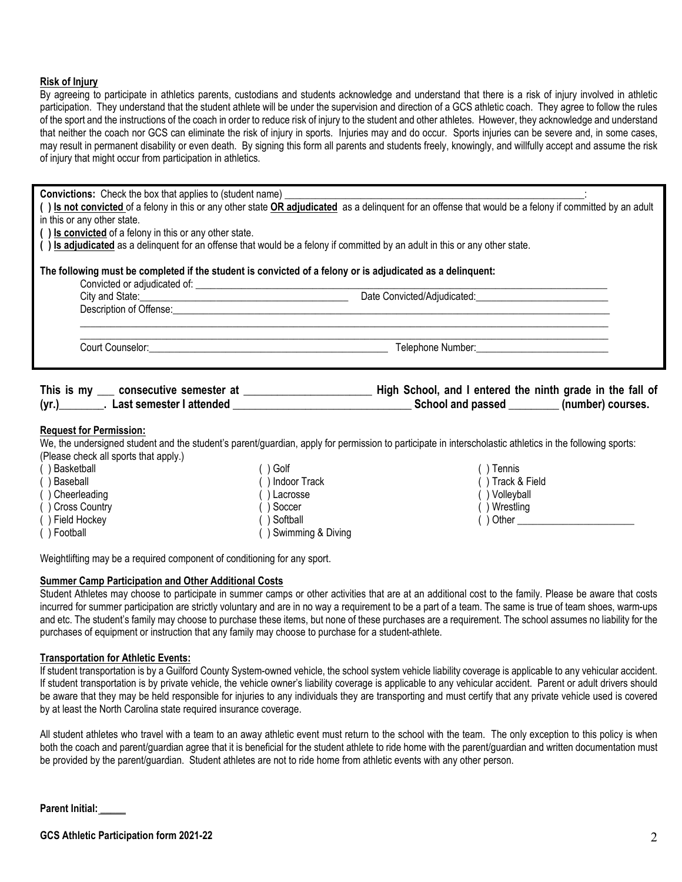**Risk of Injury**

By agreeing to participate in athletics parents, custodians and students acknowledge and understand that there is a risk of injury involved in athletic participation. They understand that the student athlete will be under the supervision and direction of a GCS athletic coach. They agree to follow the rules of the sport and the instructions of the coach in order to reduce risk of injury to the student and other athletes. However, they acknowledge and understand that neither the coach nor GCS can eliminate the risk of injury in sports. Injuries may and do occur. Sports injuries can be severe and, in some cases, may result in permanent disability or even death. By signing this form all parents and students freely, knowingly, and willfully accept and assume the risk of injury that might occur from participation in athletics.

**Convictions:** Check the box that applies to (student name) ______________________________________________________________:

**( ) Is not convicted** of a felony in this or any other state **OR adjudicated** as a delinquent for an offense that would be a felony if committed by an adult in this or any other state.

**( ) Is convicted** of a felony in this or any other state.

**( ) Is adjudicated** as a delinquent for an offense that would be a felony if committed by an adult in this or any other state.

**The following must be completed if the student is convicted of a felony or is adjudicated as a delinquent:**

Convicted or adjudicated of: ____________________________________________________________________________________

City and State:________________________________________ Date Convicted/Adjudicated:__________________________

Description of Offense:___________________________________________________________________________________

_____________________________________________________________________________________________________

_____________________________________________________________________________________________________

Court Counselor:_______________________________________________ Telephone Number:__________________________

**This is my ___ consecutive semester at ______________________ High School, and I entered the ninth grade in the fall of (yr.)________. Last semester I attended _______________________________ School and passed _________ (number) courses.**

**Request for Permission:**

We, the undersigned student and the student's parent/guardian, apply for permission to participate in interscholastic athletics in the following sports: (Please check all sports that apply.)

( ) Basketball
( ) Baseball
( ) Cheerleading
( ) Cross Country
( ) Field Hockey
( ) Football
( ) Golf
( ) Indoor Track
( ) Lacrosse
( ) Soccer
( ) Softball
( ) Swimming & Diving
( ) Tennis
( ) Track & Field
( ) Volleyball
( ) Wrestling
( ) Other _______________________

Weightlifting may be a required component of conditioning for any sport.

**Summer Camp Participation and Other Additional Costs**

Student Athletes may choose to participate in summer camps or other activities that are at an additional cost to the family. Please be aware that costs incurred for summer participation are strictly voluntary and are in no way a requirement to be a part of a team. The same is true of team shoes, warm-ups and etc. The student's family may choose to purchase these items, but none of these purchases are a requirement. The school assumes no liability for the purchases of equipment or instruction that any family may choose to purchase for a student-athlete.

**Transportation for Athletic Events:**

If student transportation is by a Guilford County System-owned vehicle, the school system vehicle liability coverage is applicable to any vehicular accident. If student transportation is by private vehicle, the vehicle owner's liability coverage is applicable to any vehicular accident. Parent or adult drivers should be aware that they may be held responsible for injuries to any individuals they are transporting and must certify that any private vehicle used is covered by at least the North Carolina state required insurance coverage.

All student athletes who travel with a team to an away athletic event must return to the school with the team. The only exception to this policy is when both the coach and parent/guardian agree that it is beneficial for the student athlete to ride home with the parent/guardian and written documentation must be provided by the parent/guardian. Student athletes are not to ride home from athletic events with any other person.

**Parent Initial: _____**

**GCS Athletic Participation form 2021-22**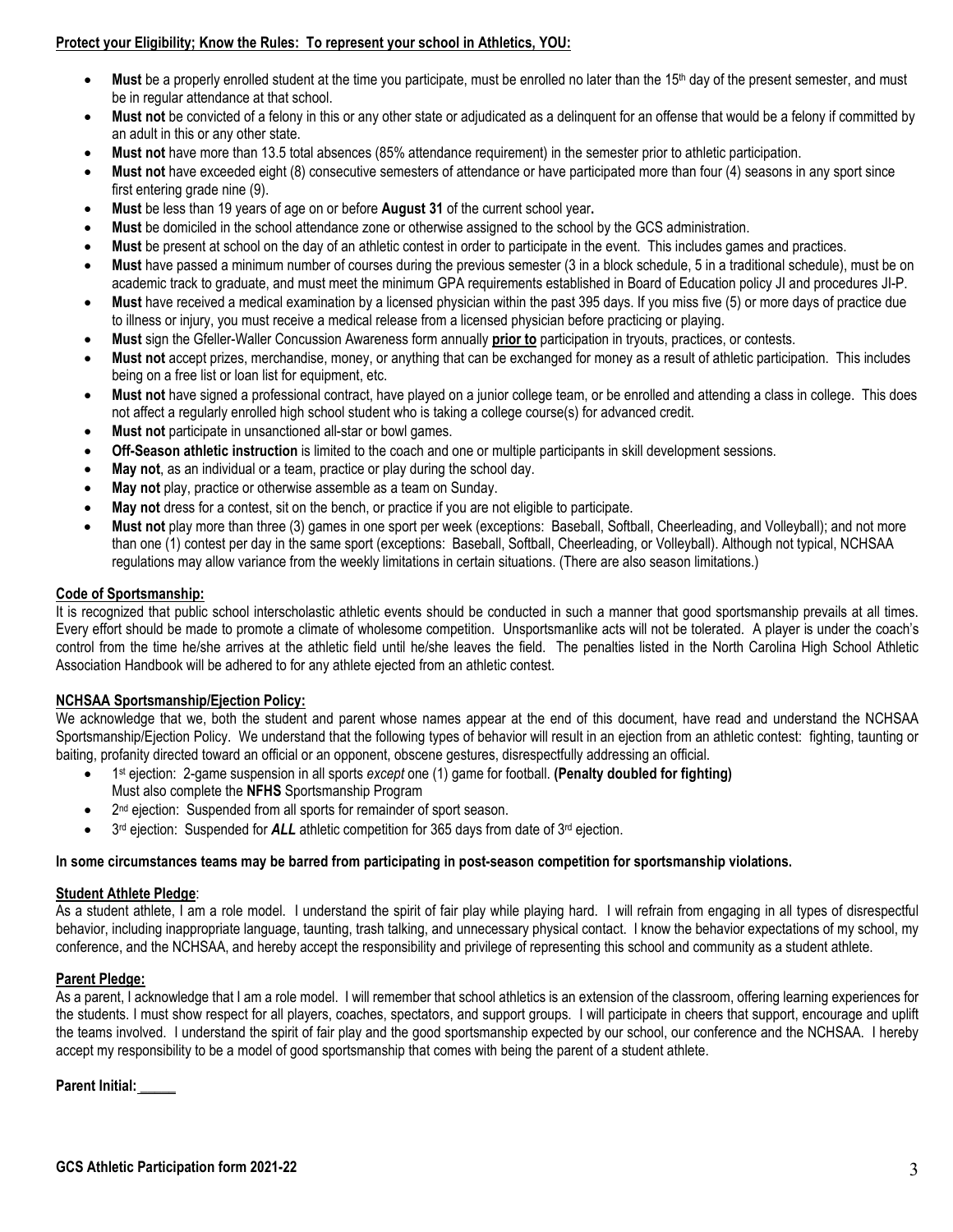**Protect your Eligibility; Know the Rules: To represent your school in Athletics, YOU:**

- **Must** be a properly enrolled student at the time you participate, must be enrolled no later than the 15th day of the present semester, and must be in regular attendance at that school.
- **Must not** be convicted of a felony in this or any other state or adjudicated as a delinquent for an offense that would be a felony if committed by an adult in this or any other state.
- **Must not** have more than 13.5 total absences (85% attendance requirement) in the semester prior to athletic participation.
- **Must not** have exceeded eight (8) consecutive semesters of attendance or have participated more than four (4) seasons in any sport since first entering grade nine (9).
- **Must** be less than 19 years of age on or before **August 31** of the current school year**.**
- **Must** be domiciled in the school attendance zone or otherwise assigned to the school by the GCS administration.
- **Must** be present at school on the day of an athletic contest in order to participate in the event. This includes games and practices.
- **Must** have passed a minimum number of courses during the previous semester (3 in a block schedule, 5 in a traditional schedule), must be on academic track to graduate, and must meet the minimum GPA requirements established in Board of Education policy JI and procedures JI-P.
- **Must** have received a medical examination by a licensed physician within the past 395 days. If you miss five (5) or more days of practice due to illness or injury, you must receive a medical release from a licensed physician before practicing or playing.
- **Must** sign the Gfeller-Waller Concussion Awareness form annually **prior to** participation in tryouts, practices, or contests.
- **Must not** accept prizes, merchandise, money, or anything that can be exchanged for money as a result of athletic participation. This includes being on a free list or loan list for equipment, etc.
- **Must not** have signed a professional contract, have played on a junior college team, or be enrolled and attending a class in college. This does not affect a regularly enrolled high school student who is taking a college course(s) for advanced credit.
- **Must not** participate in unsanctioned all-star or bowl games.
- **Off-Season athletic instruction** is limited to the coach and one or multiple participants in skill development sessions.
- **May not**, as an individual or a team, practice or play during the school day.
- **May not** play, practice or otherwise assemble as a team on Sunday.
- **May not** dress for a contest, sit on the bench, or practice if you are not eligible to participate.
- **Must not** play more than three (3) games in one sport per week (exceptions: Baseball, Softball, Cheerleading, and Volleyball); and not more than one (1) contest per day in the same sport (exceptions: Baseball, Softball, Cheerleading, or Volleyball). Although not typical, NCHSAA regulations may allow variance from the weekly limitations in certain situations. (There are also season limitations.)

**Code of Sportsmanship:**

It is recognized that public school interscholastic athletic events should be conducted in such a manner that good sportsmanship prevails at all times. Every effort should be made to promote a climate of wholesome competition. Unsportsmanlike acts will not be tolerated. A player is under the coach's control from the time he/she arrives at the athletic field until he/she leaves the field. The penalties listed in the North Carolina High School Athletic Association Handbook will be adhered to for any athlete ejected from an athletic contest.

**NCHSAA Sportsmanship/Ejection Policy:**

We acknowledge that we, both the student and parent whose names appear at the end of this document, have read and understand the NCHSAA Sportsmanship/Ejection Policy. We understand that the following types of behavior will result in an ejection from an athletic contest: fighting, taunting or baiting, profanity directed toward an official or an opponent, obscene gestures, disrespectfully addressing an official.

- 1st ejection: 2-game suspension in all sports *except* one (1) game for football. **(Penalty doubled for fighting)**
  Must also complete the **NFHS** Sportsmanship Program
- 2nd ejection: Suspended from all sports for remainder of sport season.
- 3rd ejection: Suspended for ***ALL*** athletic competition for 365 days from date of 3rd ejection.

**In some circumstances teams may be barred from participating in post-season competition for sportsmanship violations.**

**Student Athlete Pledge**:

As a student athlete, I am a role model. I understand the spirit of fair play while playing hard. I will refrain from engaging in all types of disrespectful behavior, including inappropriate language, taunting, trash talking, and unnecessary physical contact. I know the behavior expectations of my school, my conference, and the NCHSAA, and hereby accept the responsibility and privilege of representing this school and community as a student athlete.

**Parent Pledge:**

As a parent, I acknowledge that I am a role model. I will remember that school athletics is an extension of the classroom, offering learning experiences for the students. I must show respect for all players, coaches, spectators, and support groups. I will participate in cheers that support, encourage and uplift the teams involved. I understand the spirit of fair play and the good sportsmanship expected by our school, our conference and the NCHSAA. I hereby accept my responsibility to be a model of good sportsmanship that comes with being the parent of a student athlete.

**Parent Initial: \_\_\_\_\_**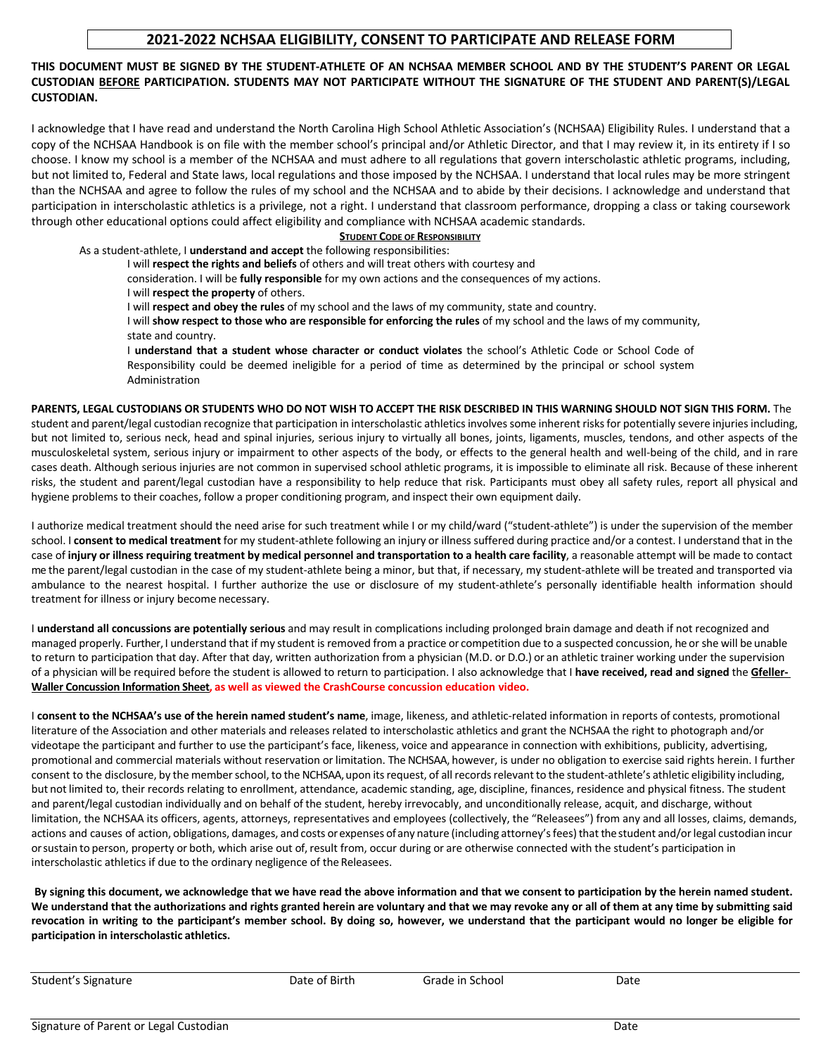# 2021-2022 NCHSAA ELIGIBILITY, CONSENT TO PARTICIPATE AND RELEASE FORM

**THIS DOCUMENT MUST BE SIGNED BY THE STUDENT-ATHLETE OF AN NCHSAA MEMBER SCHOOL AND BY THE STUDENT'S PARENT OR LEGAL CUSTODIAN BEFORE PARTICIPATION. STUDENTS MAY NOT PARTICIPATE WITHOUT THE SIGNATURE OF THE STUDENT AND PARENT(S)/LEGAL CUSTODIAN.**

I acknowledge that I have read and understand the North Carolina High School Athletic Association's (NCHSAA) Eligibility Rules. I understand that a copy of the NCHSAA Handbook is on file with the member school's principal and/or Athletic Director, and that I may review it, in its entirety if I so choose. I know my school is a member of the NCHSAA and must adhere to all regulations that govern interscholastic athletic programs, including, but not limited to, Federal and State laws, local regulations and those imposed by the NCHSAA. I understand that local rules may be more stringent than the NCHSAA and agree to follow the rules of my school and the NCHSAA and to abide by their decisions. I acknowledge and understand that participation in interscholastic athletics is a privilege, not a right. I understand that classroom performance, dropping a class or taking coursework through other educational options could affect eligibility and compliance with NCHSAA academic standards.

**STUDENT CODE OF RESPONSIBILITY**

As a student-athlete, I **understand and accept** the following responsibilities:

I will **respect the rights and beliefs** of others and will treat others with courtesy and consideration. I will be **fully responsible** for my own actions and the consequences of my actions.

I will **respect the property** of others.

I will **respect and obey the rules** of my school and the laws of my community, state and country.

I will **show respect to those who are responsible for enforcing the rules** of my school and the laws of my community, state and country.

I **understand that a student whose character or conduct violates** the school's Athletic Code or School Code of Responsibility could be deemed ineligible for a period of time as determined by the principal or school system Administration

**PARENTS, LEGAL CUSTODIANS OR STUDENTS WHO DO NOT WISH TO ACCEPT THE RISK DESCRIBED IN THIS WARNING SHOULD NOT SIGN THIS FORM.** The student and parent/legal custodian recognize that participation in interscholastic athletics involves some inherent risks for potentially severe injuries including, but not limited to, serious neck, head and spinal injuries, serious injury to virtually all bones, joints, ligaments, muscles, tendons, and other aspects of the musculoskeletal system, serious injury or impairment to other aspects of the body, or effects to the general health and well-being of the child, and in rare cases death. Although serious injuries are not common in supervised school athletic programs, it is impossible to eliminate all risk. Because of these inherent risks, the student and parent/legal custodian have a responsibility to help reduce that risk. Participants must obey all safety rules, report all physical and hygiene problems to their coaches, follow a proper conditioning program, and inspect their own equipment daily.

I authorize medical treatment should the need arise for such treatment while I or my child/ward ("student-athlete") is under the supervision of the member school. I **consent to medical treatment** for my student-athlete following an injury or illness suffered during practice and/or a contest. I understand that in the case of **injury or illness requiring treatment by medical personnel and transportation to a health care facility**, a reasonable attempt will be made to contact me the parent/legal custodian in the case of my student-athlete being a minor, but that, if necessary, my student-athlete will be treated and transported via ambulance to the nearest hospital. I further authorize the use or disclosure of my student-athlete's personally identifiable health information should treatment for illness or injury become necessary.

I **understand all concussions are potentially serious** and may result in complications including prolonged brain damage and death if not recognized and managed properly. Further, I understand that if my student is removed from a practice or competition due to a suspected concussion, he or she will be unable to return to participation that day. After that day, written authorization from a physician (M.D. or D.O.) or an athletic trainer working under the supervision of a physician will be required before the student is allowed to return to participation. I also acknowledge that I **have received, read and signed** the **Gfeller-Waller Concussion Information Sheet, as well as viewed the CrashCourse concussion education video.**

I **consent to the NCHSAA's use of the herein named student's name**, image, likeness, and athletic-related information in reports of contests, promotional literature of the Association and other materials and releases related to interscholastic athletics and grant the NCHSAA the right to photograph and/or videotape the participant and further to use the participant's face, likeness, voice and appearance in connection with exhibitions, publicity, advertising, promotional and commercial materials without reservation or limitation. The NCHSAA, however, is under no obligation to exercise said rights herein. I further consent to the disclosure, by the member school, to the NCHSAA, upon its request, of all records relevant to the student-athlete's athletic eligibility including, but not limited to, their records relating to enrollment, attendance, academic standing, age, discipline, finances, residence and physical fitness. The student and parent/legal custodian individually and on behalf of the student, hereby irrevocably, and unconditionally release, acquit, and discharge, without limitation, the NCHSAA its officers, agents, attorneys, representatives and employees (collectively, the "Releasees") from any and all losses, claims, demands, actions and causes of action, obligations, damages, and costs or expenses of any nature (including attorney's fees) that the student and/or legal custodian incur or sustain to person, property or both, which arise out of, result from, occur during or are otherwise connected with the student's participation in interscholastic athletics if due to the ordinary negligence of the Releasees.

**By signing this document, we acknowledge that we have read the above information and that we consent to participation by the herein named student. We understand that the authorizations and rights granted herein are voluntary and that we may revoke any or all of them at any time by submitting said revocation in writing to the participant's member school. By doing so, however, we understand that the participant would no longer be eligible for participation in interscholastic athletics.**

Student's Signature | Date of Birth | Grade in School | Date

Signature of Parent or Legal Custodian | Date